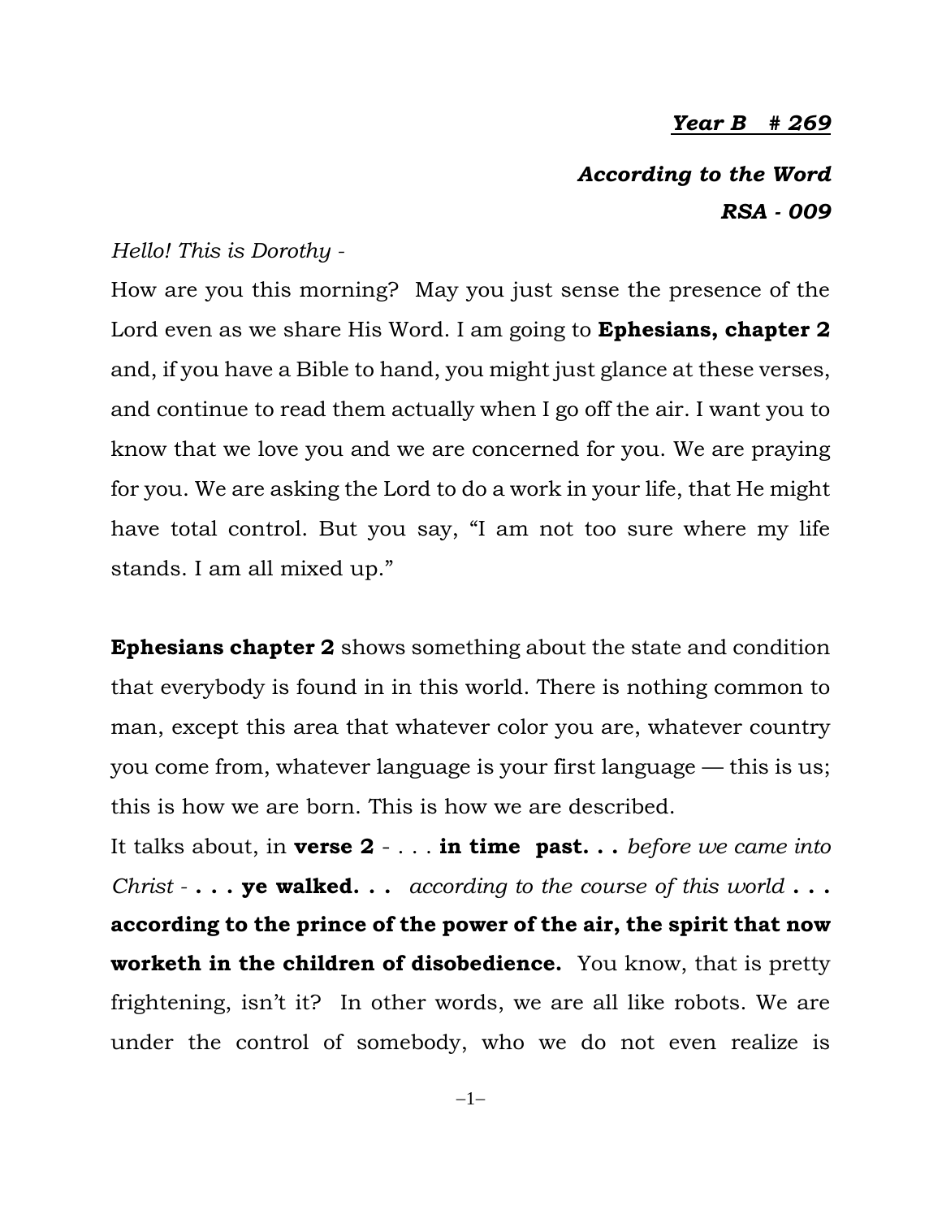***Year B # 269***

***According to the Word***
***RSA - 009***

*Hello! This is Dorothy -*

How are you this morning? May you just sense the presence of the Lord even as we share His Word. I am going to **Ephesians, chapter 2** and, if you have a Bible to hand, you might just glance at these verses, and continue to read them actually when I go off the air. I want you to know that we love you and we are concerned for you. We are praying for you. We are asking the Lord to do a work in your life, that He might have total control. But you say, "I am not too sure where my life stands. I am all mixed up."

**Ephesians chapter 2** shows something about the state and condition that everybody is found in in this world. There is nothing common to man, except this area that whatever color you are, whatever country you come from, whatever language is your first language — this is us; this is how we are born. This is how we are described.

It talks about, in **verse 2** - . . . **in time past. . .** *before we came into Christ* - **. . . ye walked. . .** *according to the course of this world* **. . . according to the prince of the power of the air, the spirit that now worketh in the children of disobedience.** You know, that is pretty frightening, isn't it? In other words, we are all like robots. We are under the control of somebody, who we do not even realize is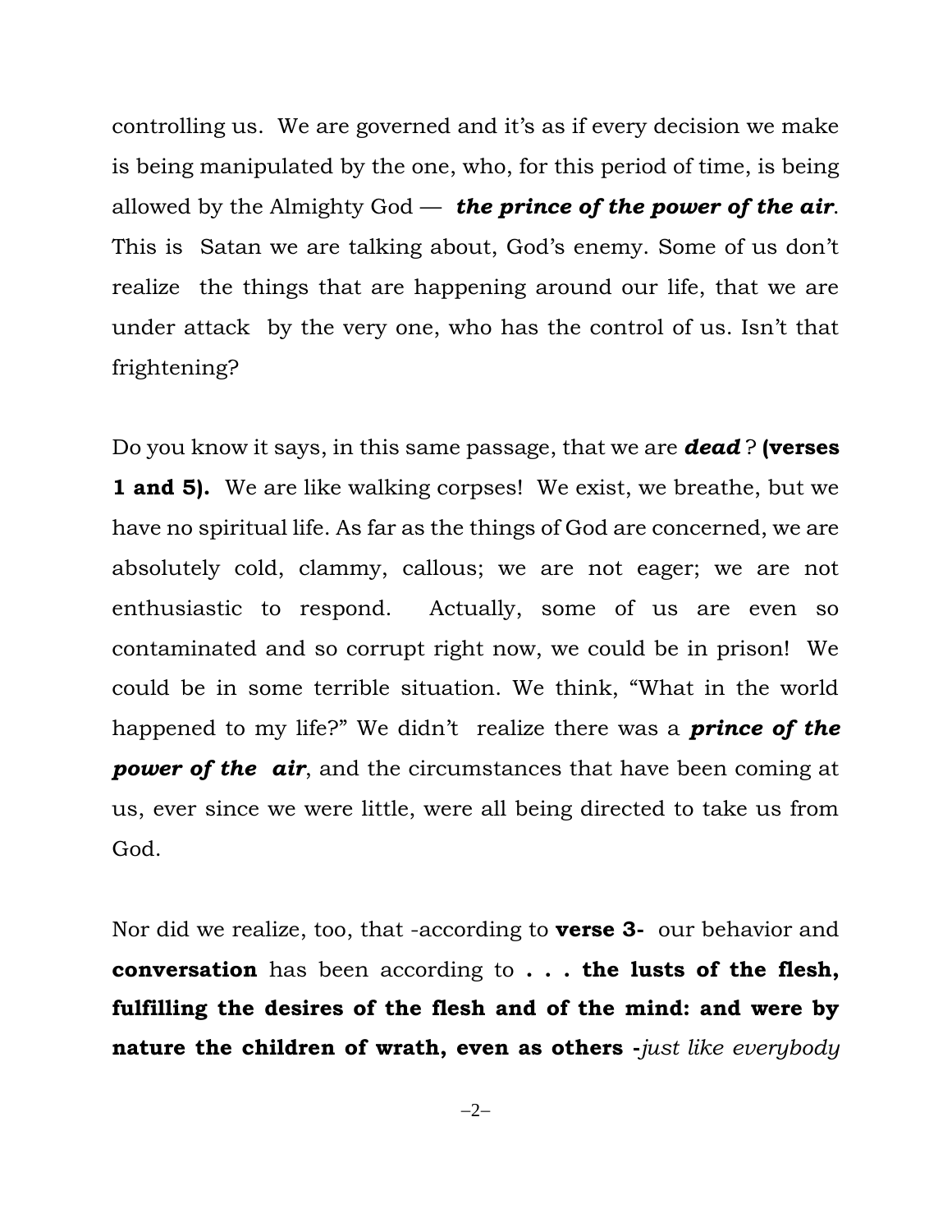controlling us. We are governed and it's as if every decision we make is being manipulated by the one, who, for this period of time, is being allowed by the Almighty God — ***the prince of the power of the air***. This is Satan we are talking about, God's enemy. Some of us don't realize the things that are happening around our life, that we are under attack by the very one, who has the control of us. Isn't that frightening?

Do you know it says, in this same passage, that we are ***dead*** ? **(verses 1 and 5).** We are like walking corpses! We exist, we breathe, but we have no spiritual life. As far as the things of God are concerned, we are absolutely cold, clammy, callous; we are not eager; we are not enthusiastic to respond. Actually, some of us are even so contaminated and so corrupt right now, we could be in prison! We could be in some terrible situation. We think, "What in the world happened to my life?" We didn't realize there was a ***prince of the power of the air***, and the circumstances that have been coming at us, ever since we were little, were all being directed to take us from God.

Nor did we realize, too, that -according to **verse 3-** our behavior and **conversation** has been according to **. . . the lusts of the flesh, fulfilling the desires of the flesh and of the mind: and were by nature the children of wrath, even as others -***just like everybody*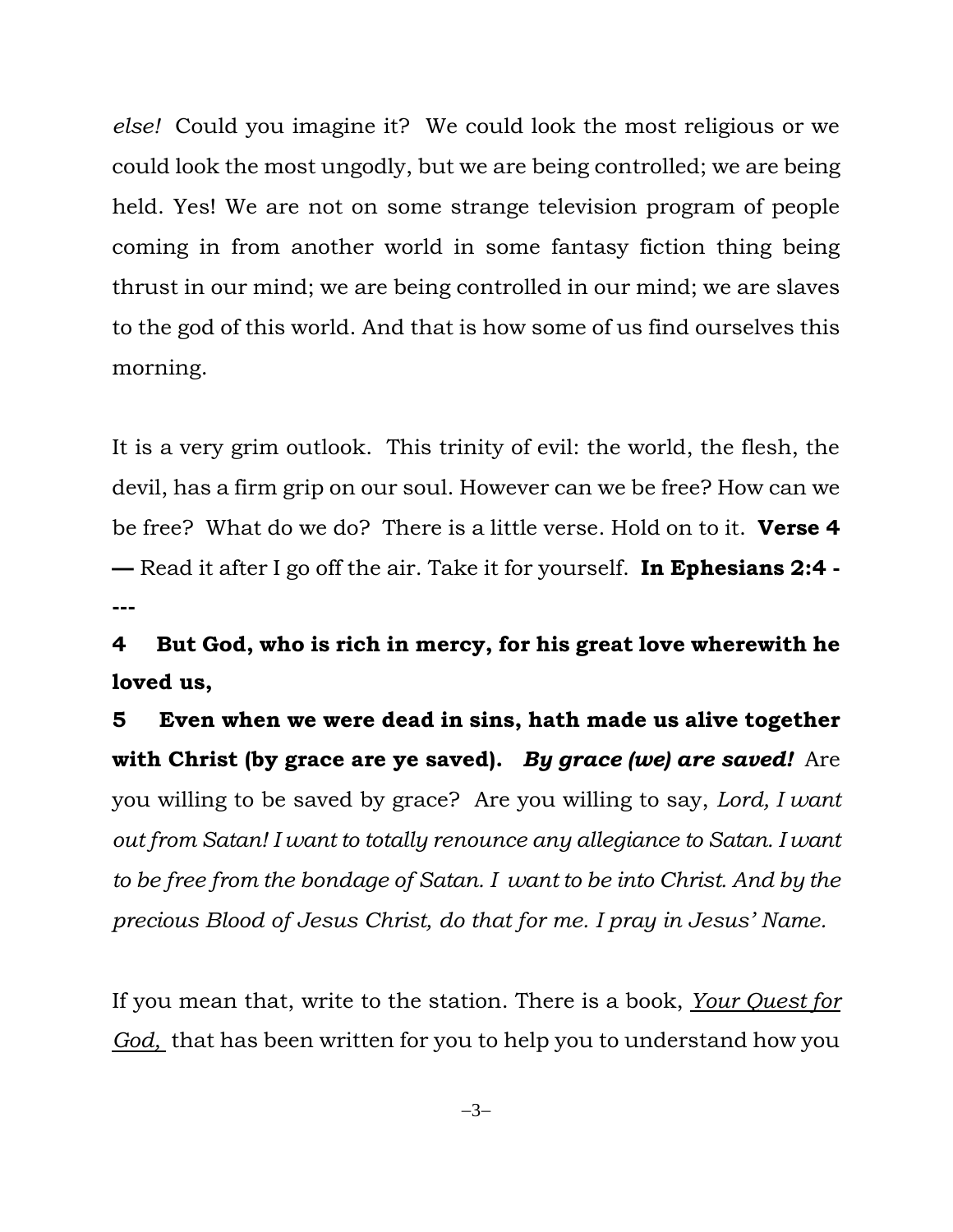*else!* Could you imagine it? We could look the most religious or we could look the most ungodly, but we are being controlled; we are being held. Yes! We are not on some strange television program of people coming in from another world in some fantasy fiction thing being thrust in our mind; we are being controlled in our mind; we are slaves to the god of this world. And that is how some of us find ourselves this morning.

It is a very grim outlook. This trinity of evil: the world, the flesh, the devil, has a firm grip on our soul. However can we be free? How can we be free? What do we do? There is a little verse. Hold on to it. **Verse 4 —** Read it after I go off the air. Take it for yourself. **In Ephesians 2:4 - ---**

**4 But God, who is rich in mercy, for his great love wherewith he loved us,**

**5 Even when we were dead in sins, hath made us alive together with Christ (by grace are ye saved).** ***By grace (we) are saved!*** Are you willing to be saved by grace? Are you willing to say, *Lord, I want out from Satan! I want to totally renounce any allegiance to Satan. I want to be free from the bondage of Satan. I want to be into Christ. And by the precious Blood of Jesus Christ, do that for me. I pray in Jesus' Name.*

If you mean that, write to the station. There is a book, <u>*Your Quest for God,*</u> that has been written for you to help you to understand how you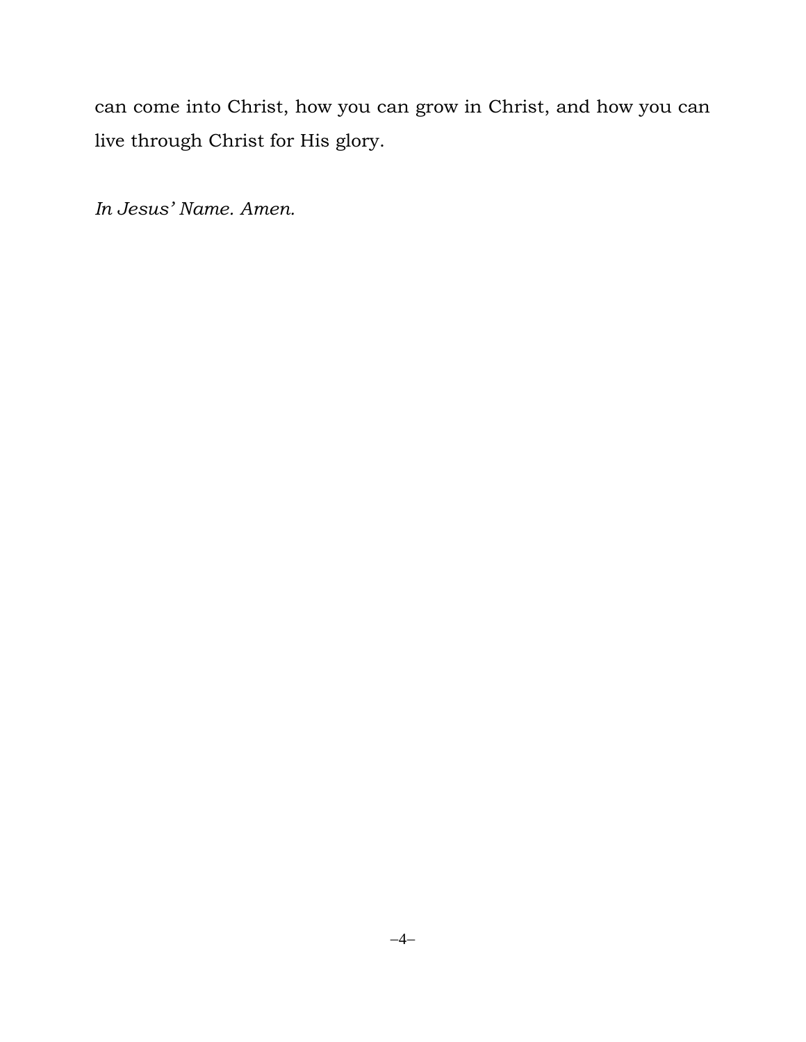can come into Christ, how you can grow in Christ, and how you can live through Christ for His glory.

*In Jesus' Name. Amen.*